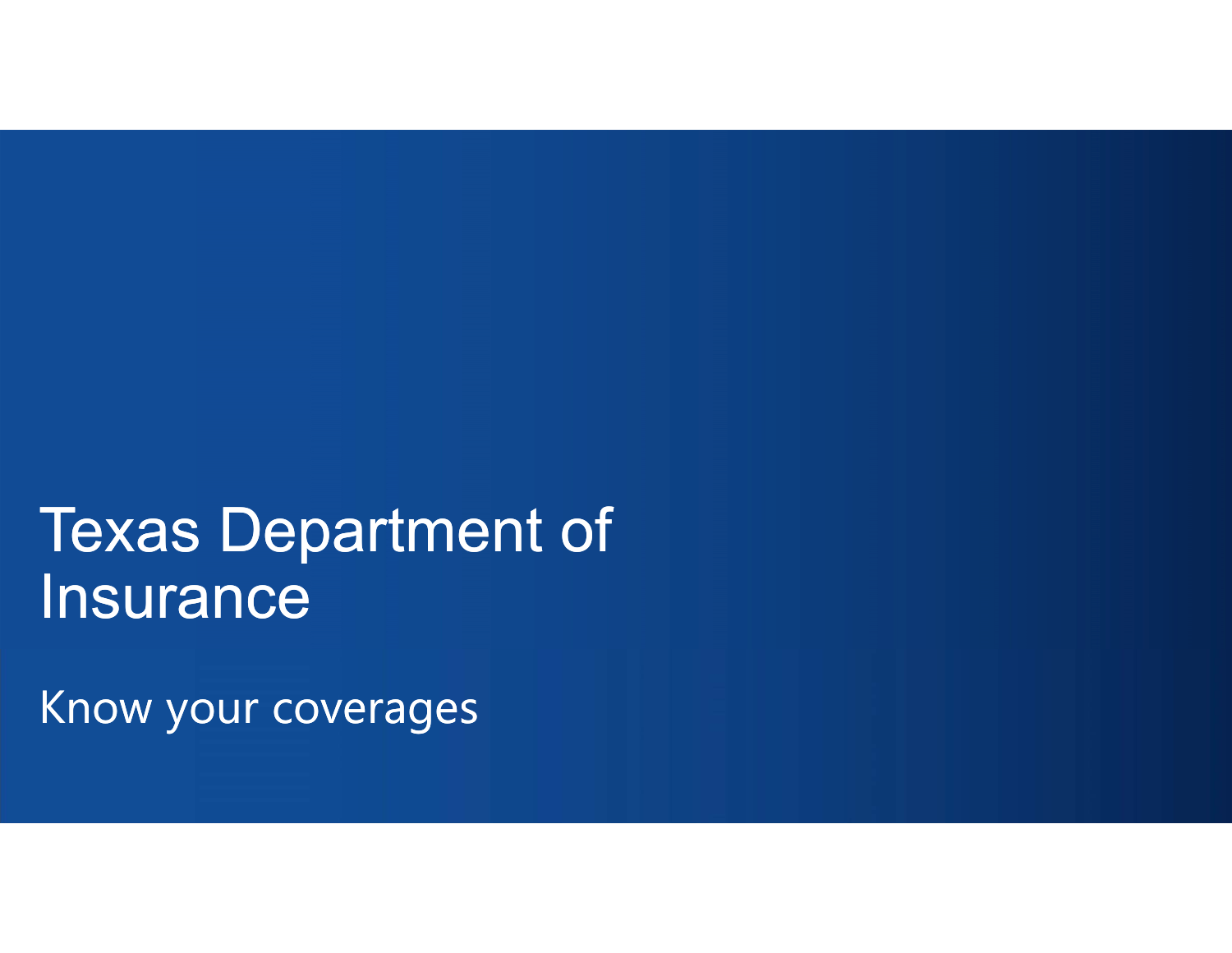# Texas Department of Insurance

Know your coverages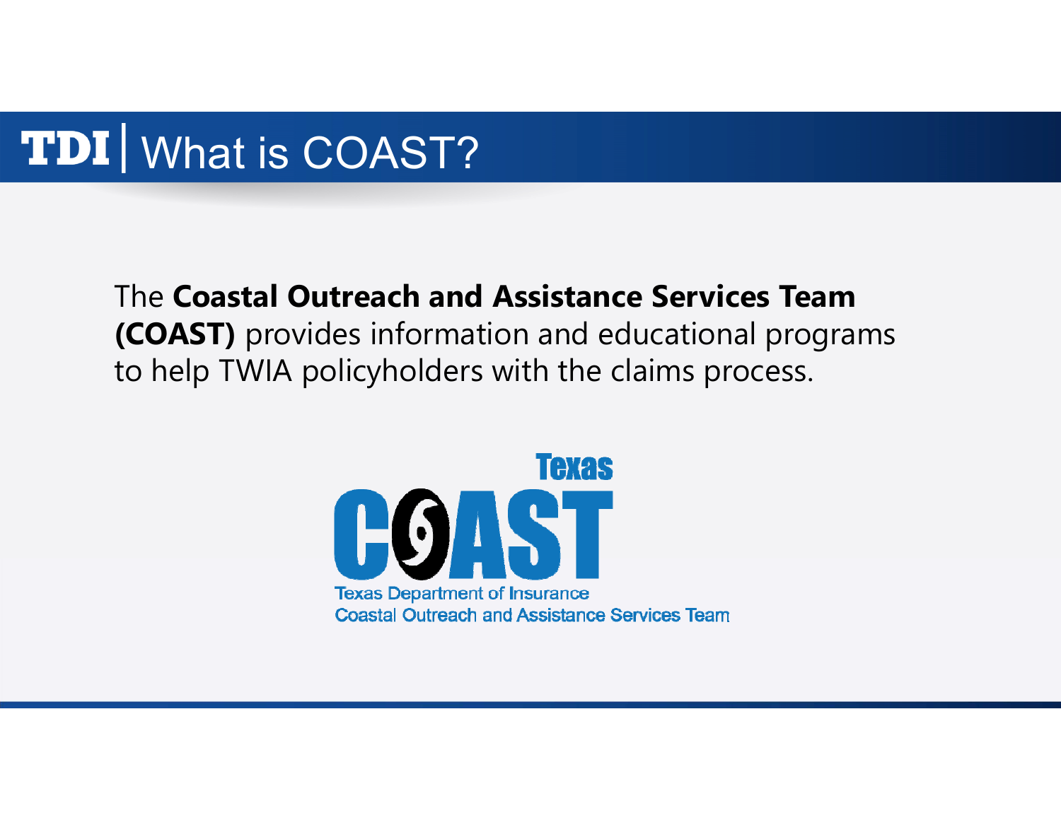# TDI | What is COAST?

The **Coastal Outreach and Assistance Services Team (COAST)** provides information and educational programs to help TWIA policyholders with the claims process.

Texas COAST

Texas Department of Insurance
Coastal Outreach and Assistance Services Team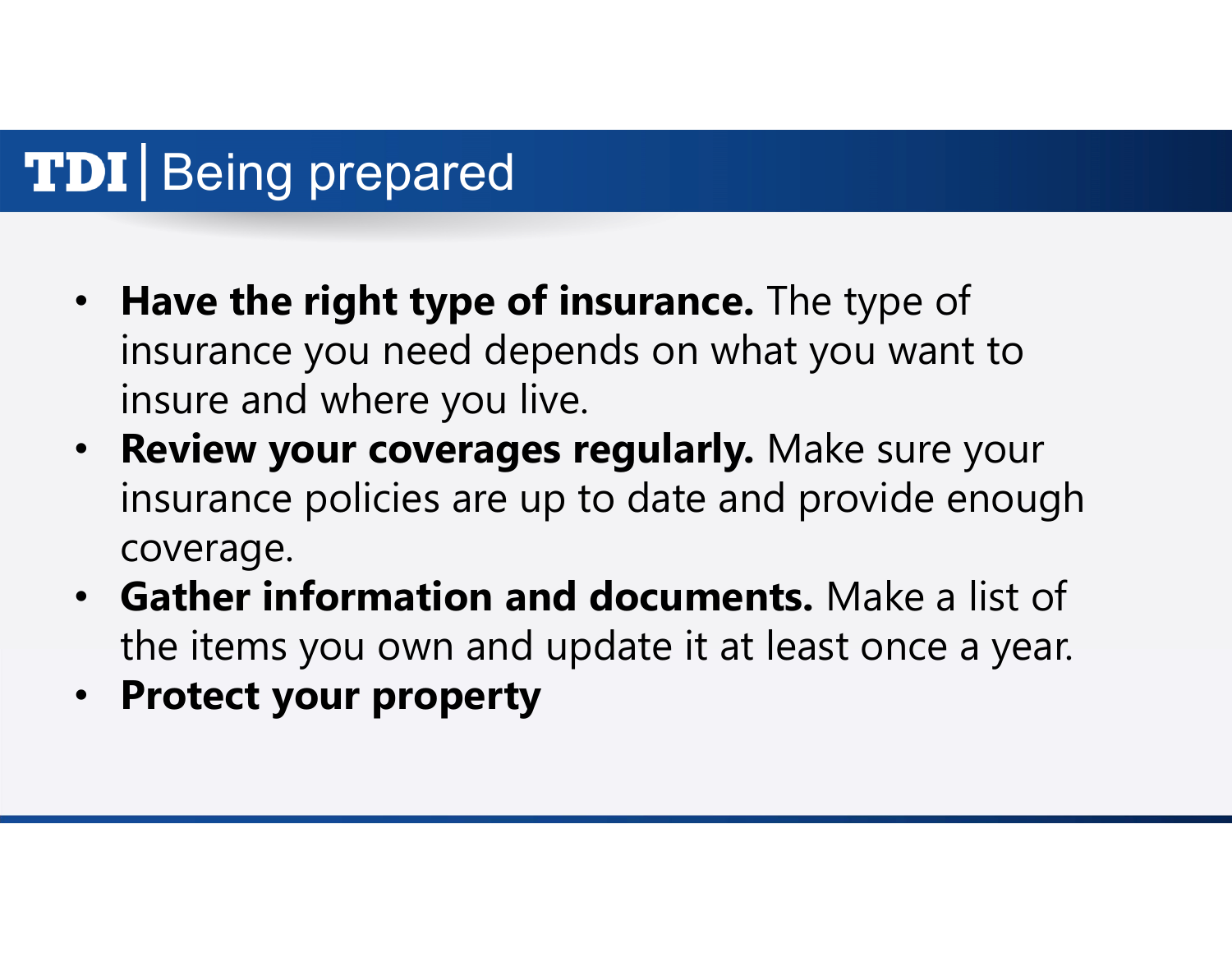# TDI | Being prepared

- **Have the right type of insurance.** The type of insurance you need depends on what you want to insure and where you live.
- **Review your coverages regularly.** Make sure your insurance policies are up to date and provide enough coverage.
- **Gather information and documents.** Make a list of the items you own and update it at least once a year.
- **Protect your property**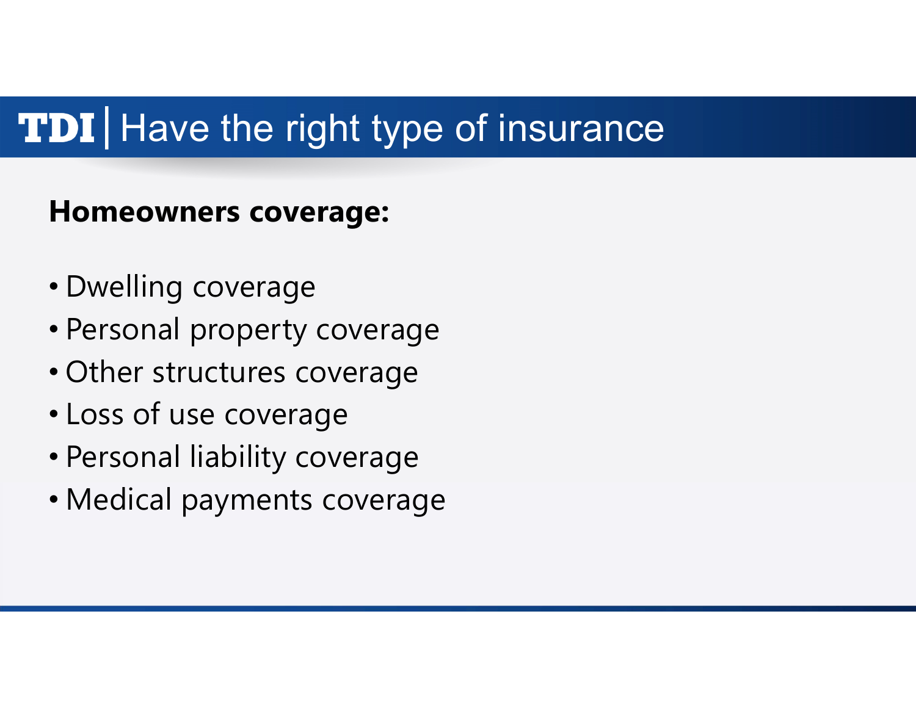# TDI | Have the right type of insurance

**Homeowners coverage:**

- Dwelling coverage
- Personal property coverage
- Other structures coverage
- Loss of use coverage
- Personal liability coverage
- Medical payments coverage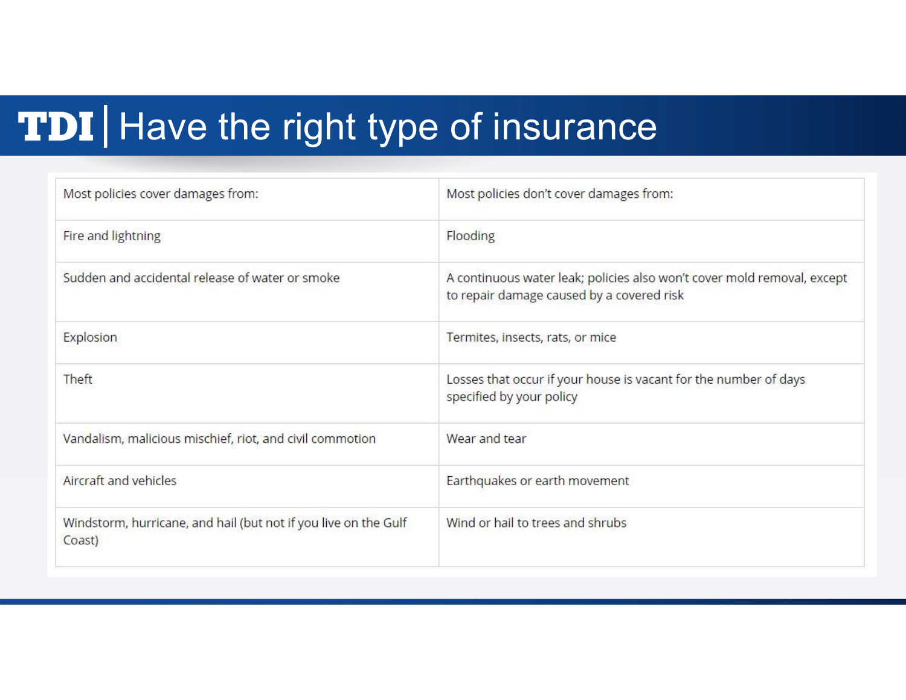# TDI | Have the right type of insurance

| Most policies cover damages from: | Most policies don't cover damages from: |
|---|---|
| Fire and lightning | Flooding |
| Sudden and accidental release of water or smoke | A continuous water leak; policies also won't cover mold removal, except to repair damage caused by a covered risk |
| Explosion | Termites, insects, rats, or mice |
| Theft | Losses that occur if your house is vacant for the number of days specified by your policy |
| Vandalism, malicious mischief, riot, and civil commotion | Wear and tear |
| Aircraft and vehicles | Earthquakes or earth movement |
| Windstorm, hurricane, and hail (but not if you live on the Gulf Coast) | Wind or hail to trees and shrubs |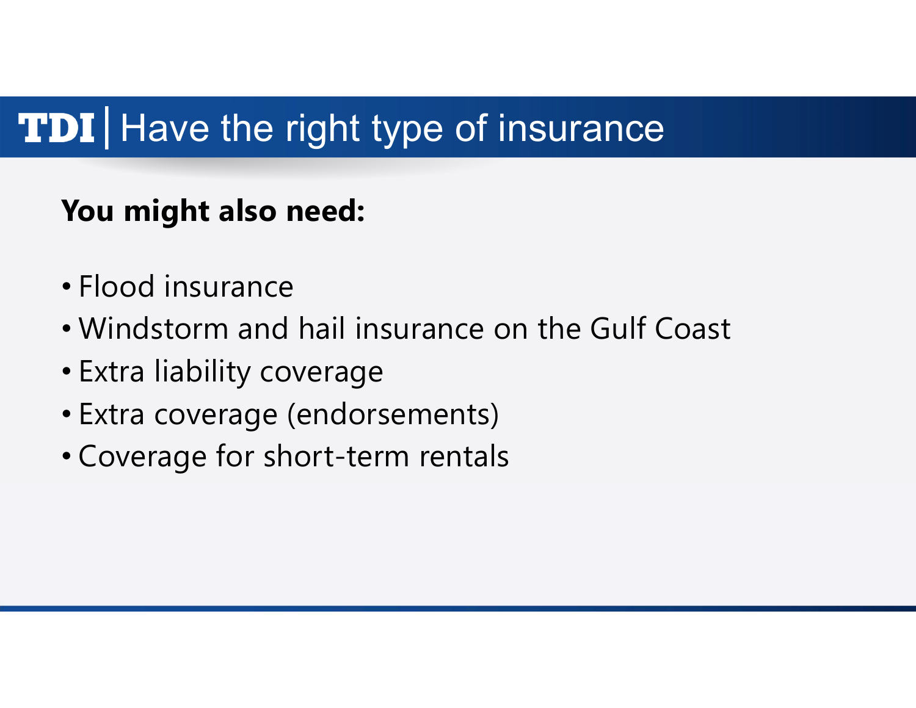# TDI | Have the right type of insurance

**You might also need:**

- Flood insurance
- Windstorm and hail insurance on the Gulf Coast
- Extra liability coverage
- Extra coverage (endorsements)
- Coverage for short-term rentals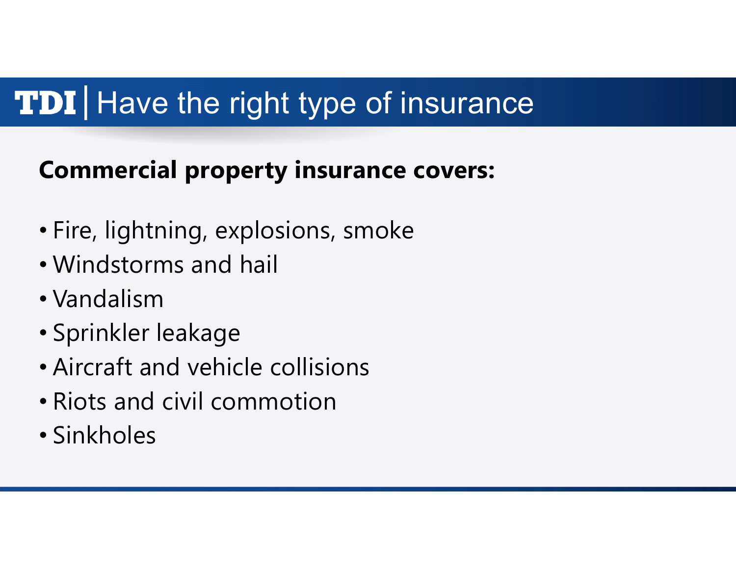# TDI | Have the right type of insurance

**Commercial property insurance covers:**

- Fire, lightning, explosions, smoke
- Windstorms and hail
- Vandalism
- Sprinkler leakage
- Aircraft and vehicle collisions
- Riots and civil commotion
- Sinkholes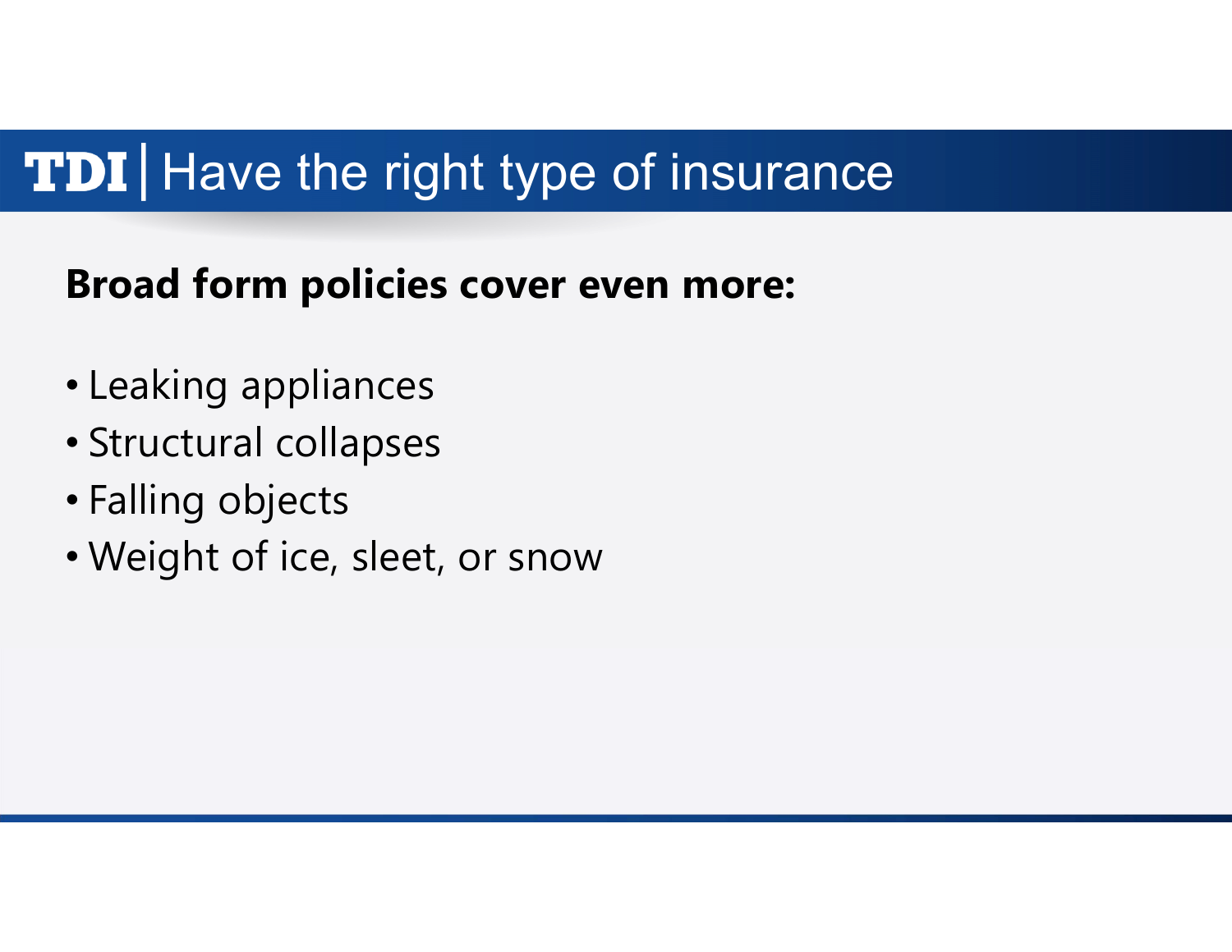# TDI | Have the right type of insurance

**Broad form policies cover even more:**

- Leaking appliances
- Structural collapses
- Falling objects
- Weight of ice, sleet, or snow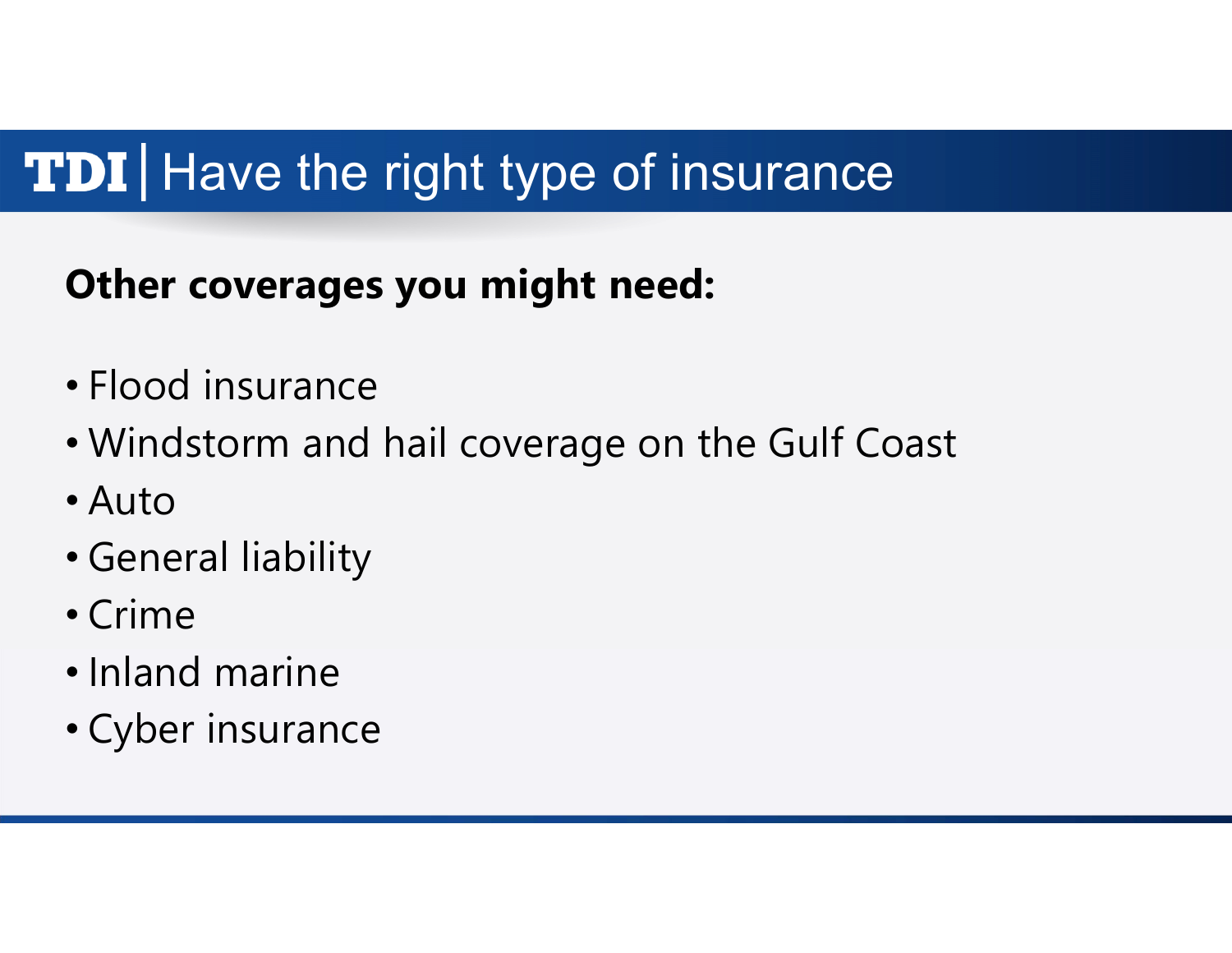# TDI | Have the right type of insurance

**Other coverages you might need:**

- Flood insurance
- Windstorm and hail coverage on the Gulf Coast
- Auto
- General liability
- Crime
- Inland marine
- Cyber insurance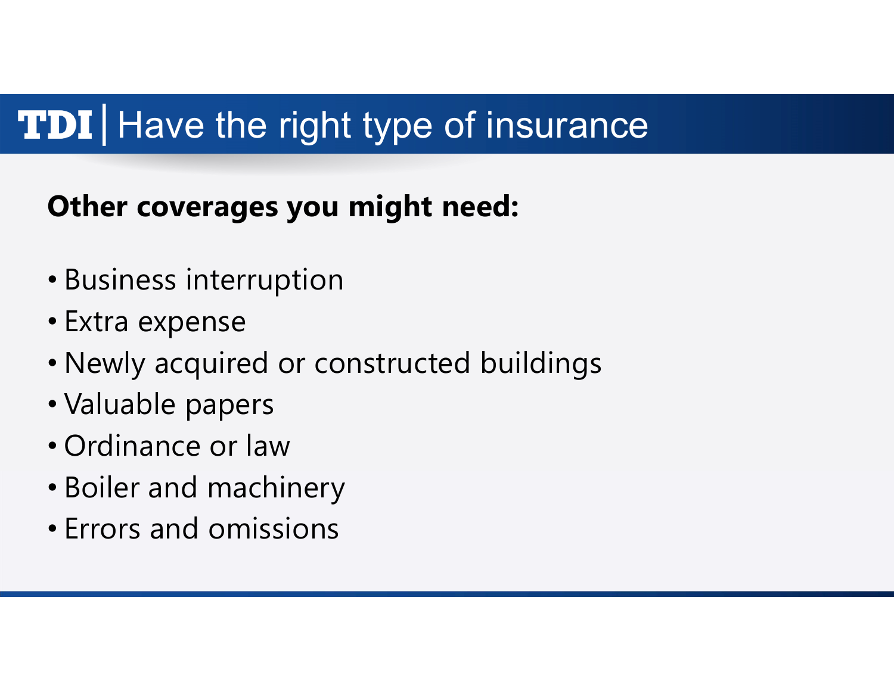# TDI | Have the right type of insurance

**Other coverages you might need:**

- Business interruption
- Extra expense
- Newly acquired or constructed buildings
- Valuable papers
- Ordinance or law
- Boiler and machinery
- Errors and omissions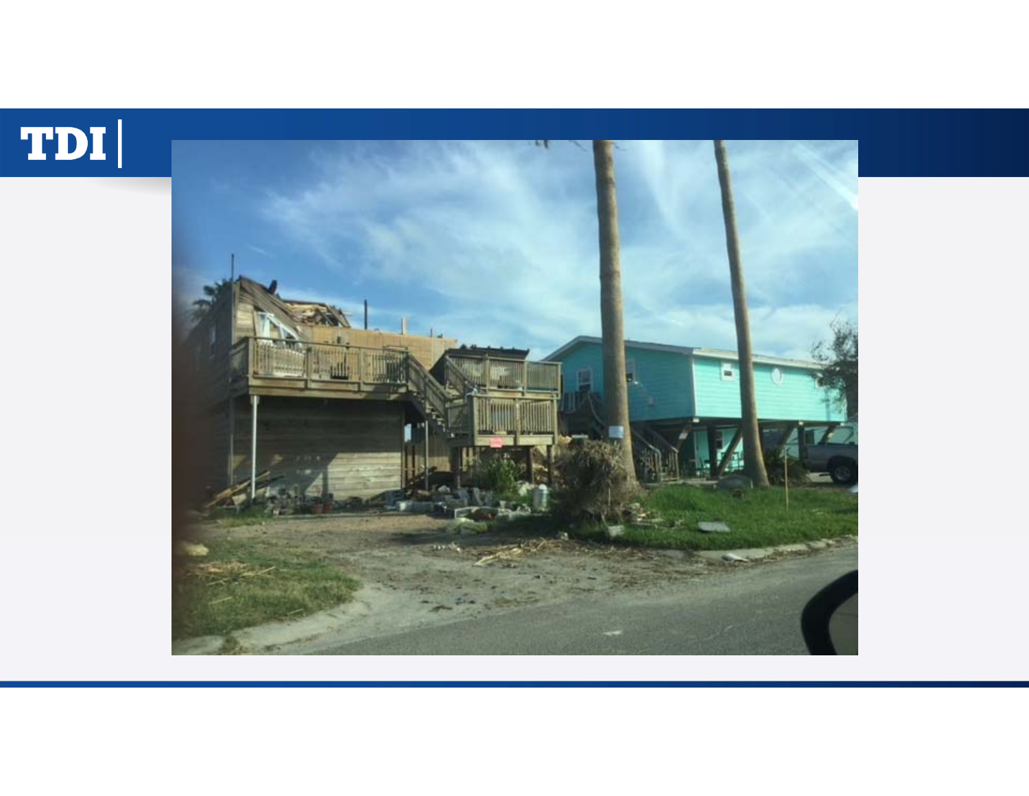TDI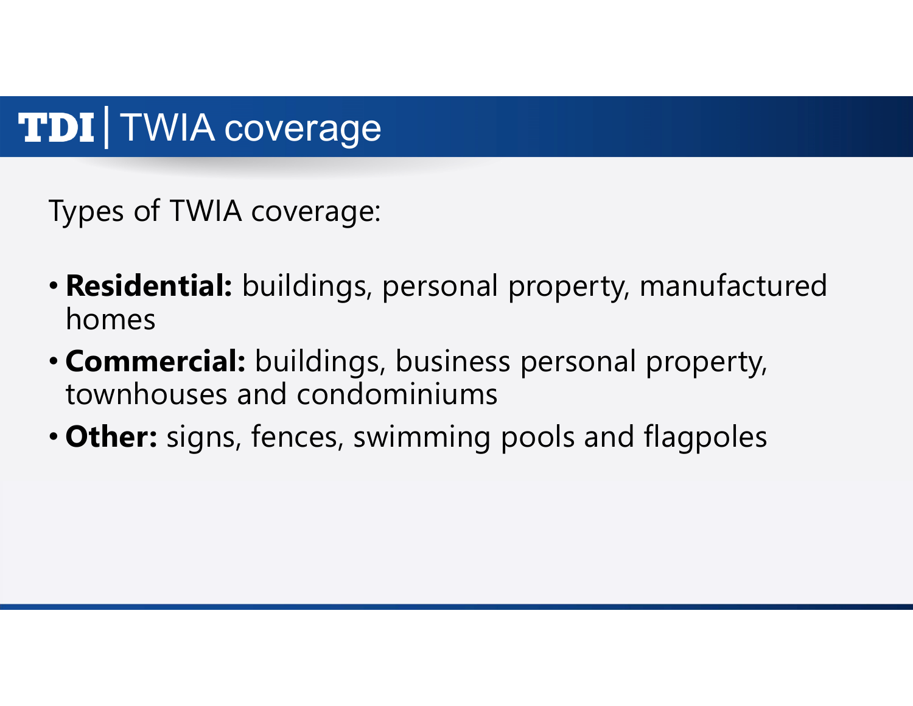# TDI | TWIA coverage

Types of TWIA coverage:

- **Residential:** buildings, personal property, manufactured homes
- **Commercial:** buildings, business personal property, townhouses and condominiums
- **Other:** signs, fences, swimming pools and flagpoles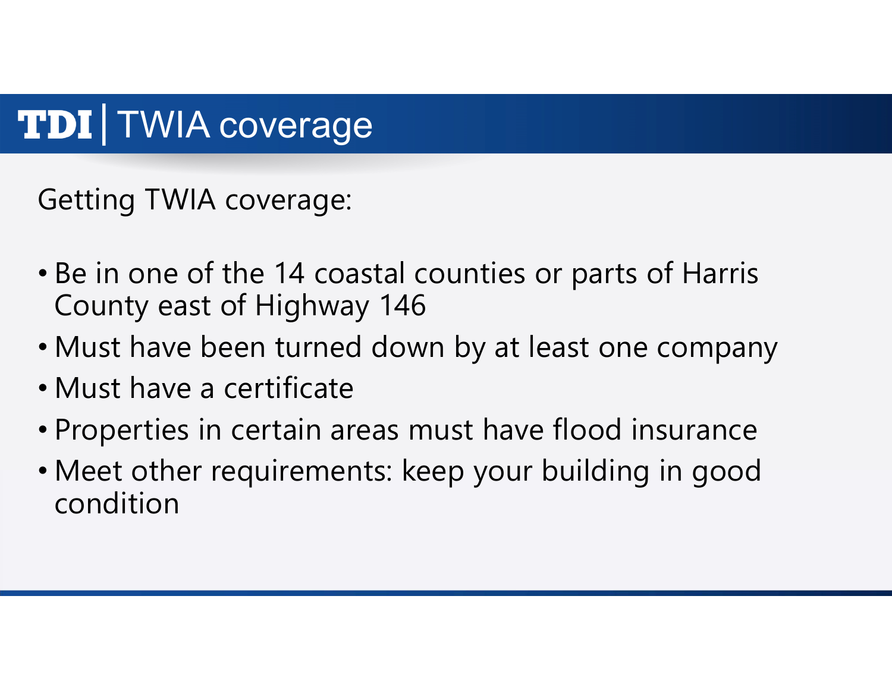# TDI | TWIA coverage

Getting TWIA coverage:

- Be in one of the 14 coastal counties or parts of Harris County east of Highway 146
- Must have been turned down by at least one company
- Must have a certificate
- Properties in certain areas must have flood insurance
- Meet other requirements: keep your building in good condition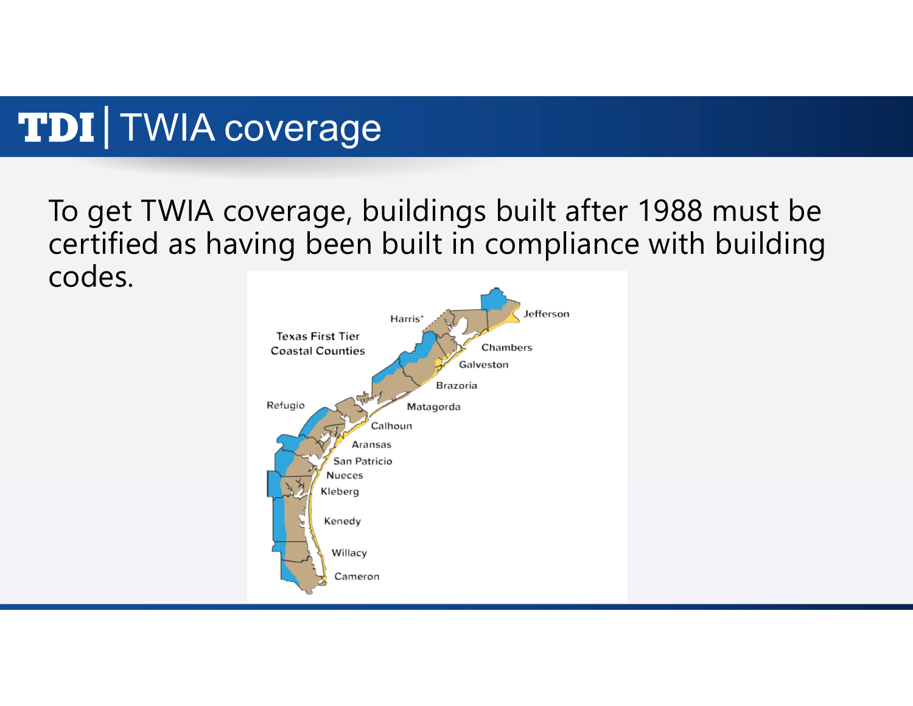# TDI | TWIA coverage

To get TWIA coverage, buildings built after 1988 must be certified as having been built in compliance with building codes.

Texas First Tier Coastal Counties

Harris*, Jefferson, Chambers, Galveston, Brazoria, Matagorda, Refugio, Calhoun, Aransas, San Patricio, Nueces, Kleberg, Kenedy, Willacy, Cameron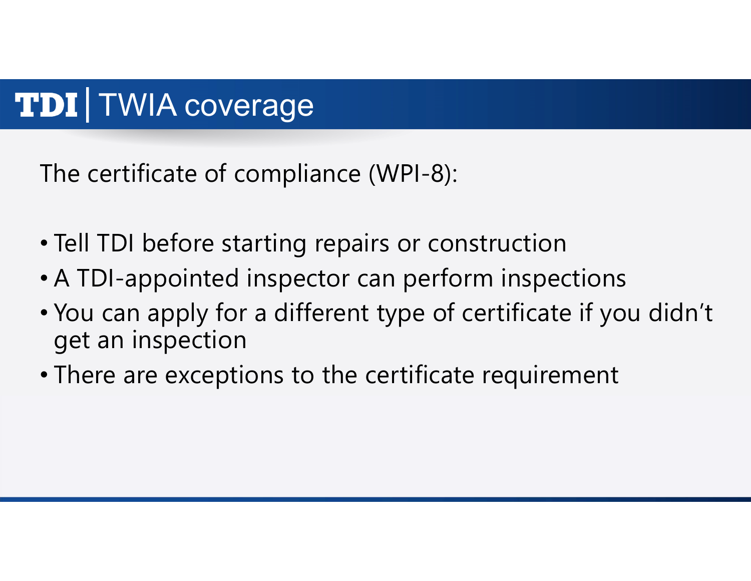# TDI | TWIA coverage

The certificate of compliance (WPI-8):

- Tell TDI before starting repairs or construction
- A TDI-appointed inspector can perform inspections
- You can apply for a different type of certificate if you didn't get an inspection
- There are exceptions to the certificate requirement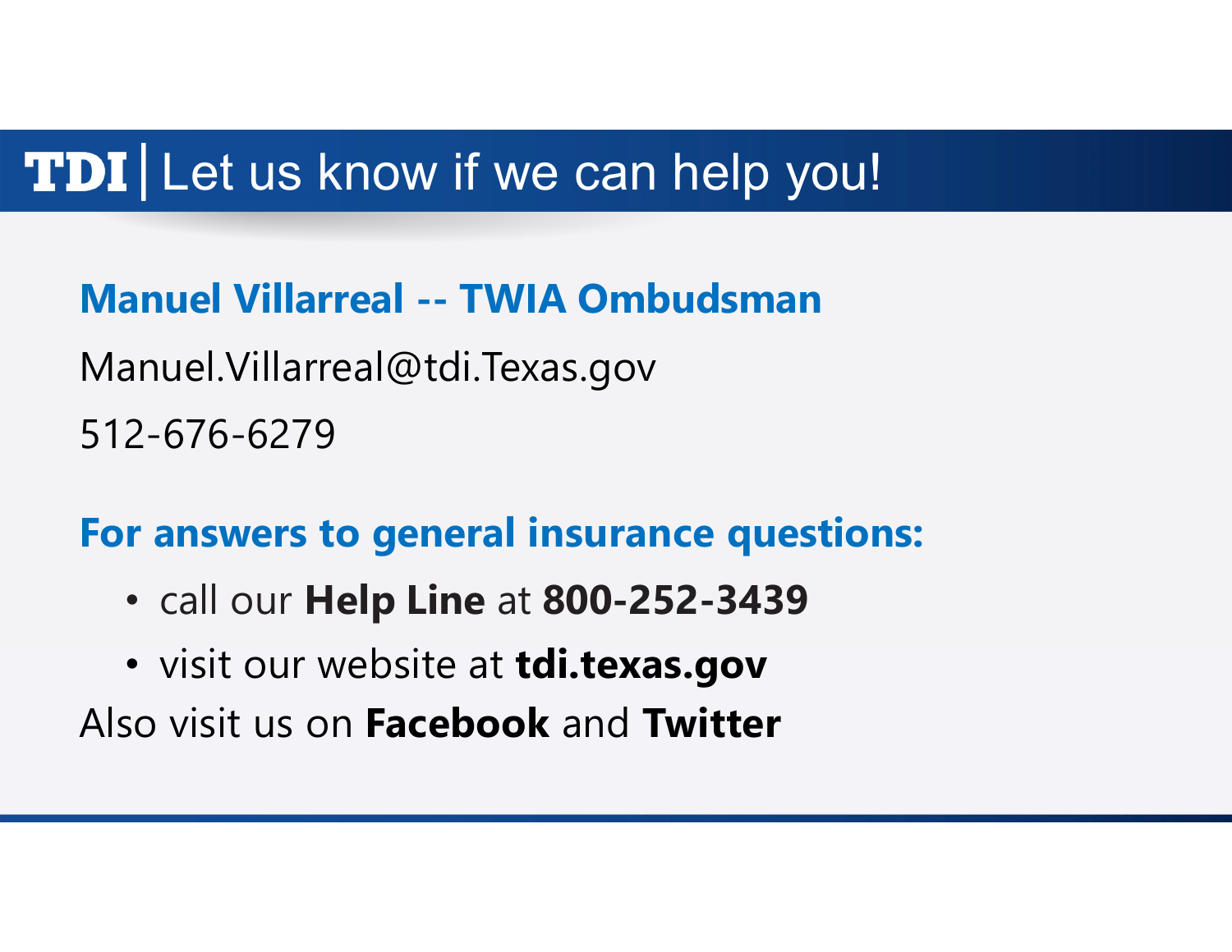# TDI | Let us know if we can help you!

## Manuel Villarreal -- TWIA Ombudsman

Manuel.Villarreal@tdi.Texas.gov

512-676-6279

## For answers to general insurance questions:

- call our **Help Line** at **800-252-3439**
- visit our website at **tdi.texas.gov**

Also visit us on **Facebook** and **Twitter**